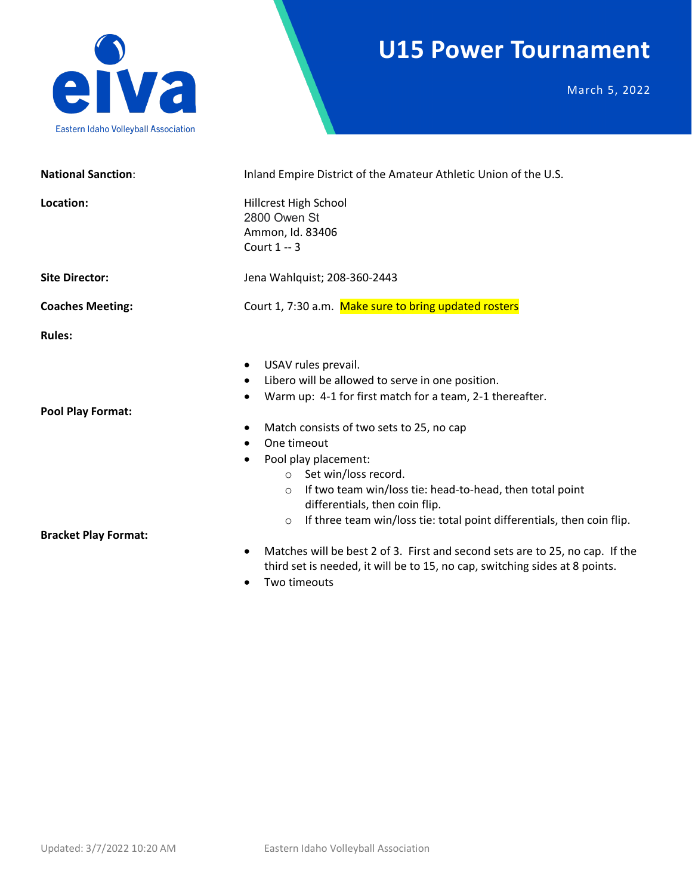eiva

Eastern Idaho Volleyball Association

# U15 Power Tournament

March 5, 2022

**National Sanction**: Inland Empire District of the Amateur Athletic Union of the U.S.

**Location:** Hillcrest High School
2800 Owen St
Ammon, Id. 83406
Court 1 -- 3

**Site Director:** Jena Wahlquist; 208-360-2443

**Coaches Meeting:** Court 1, 7:30 a.m. Make sure to bring updated rosters

**Rules:**

- USAV rules prevail.
- Libero will be allowed to serve in one position.
- Warm up: 4-1 for first match for a team, 2-1 thereafter.

**Pool Play Format:**

- Match consists of two sets to 25, no cap
- One timeout
- Pool play placement:
  - Set win/loss record.
  - If two team win/loss tie: head-to-head, then total point differentials, then coin flip.
  - If three team win/loss tie: total point differentials, then coin flip.

**Bracket Play Format:**

- Matches will be best 2 of 3. First and second sets are to 25, no cap. If the third set is needed, it will be to 15, no cap, switching sides at 8 points.
- Two timeouts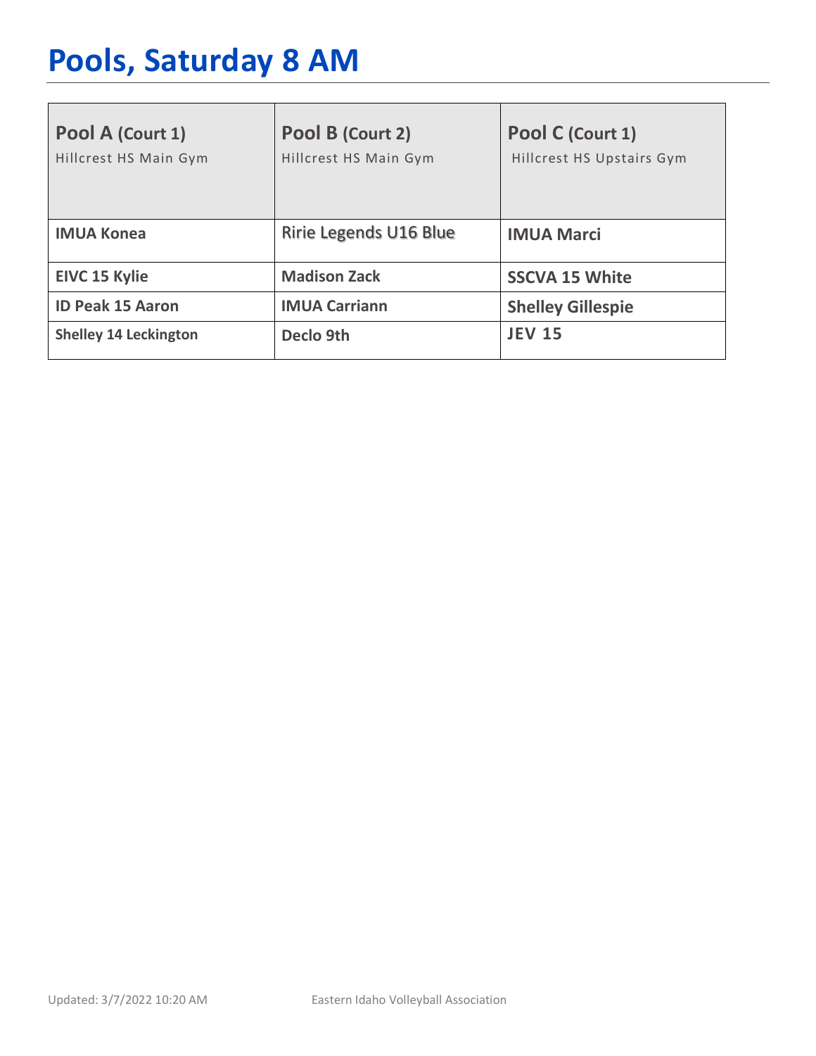# Pools, Saturday 8 AM

| **Pool A (Court 1)** Hillcrest HS Main Gym | **Pool B (Court 2)** Hillcrest HS Main Gym | **Pool C (Court 1)** Hillcrest HS Upstairs Gym |
|---|---|---|
| **IMUA Konea** | Ririe Legends U16 Blue | **IMUA Marci** |
| **EIVC 15 Kylie** | **Madison Zack** | **SSCVA 15 White** |
| **ID Peak 15 Aaron** | **IMUA Carriann** | **Shelley Gillespie** |
| **Shelley 14 Leckington** | **Declo 9th** | **JEV 15** |

Updated: 3/7/2022 10:20 AM Eastern Idaho Volleyball Association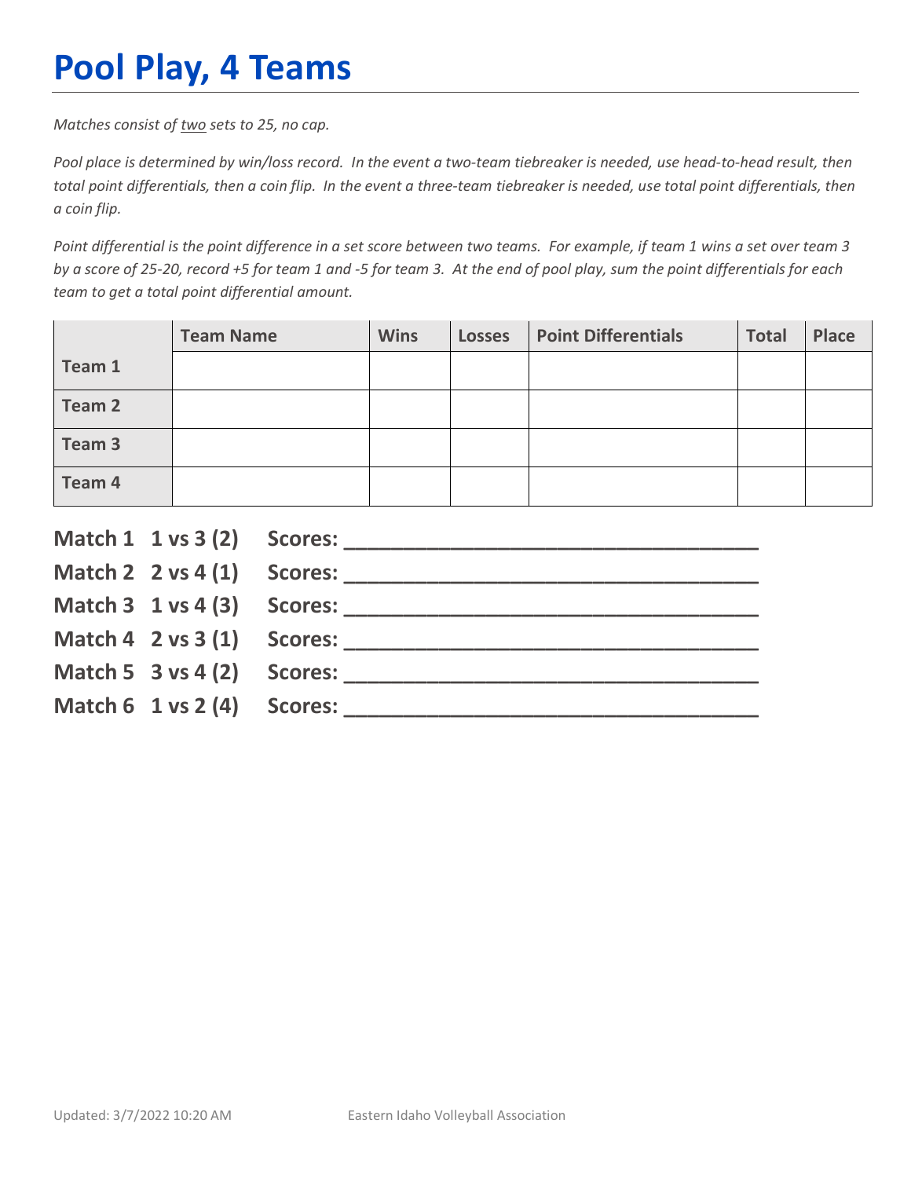# Pool Play, 4 Teams

*Matches consist of <u>two</u> sets to 25, no cap.*

*Pool place is determined by win/loss record. In the event a two-team tiebreaker is needed, use head-to-head result, then total point differentials, then a coin flip. In the event a three-team tiebreaker is needed, use total point differentials, then a coin flip.*

*Point differential is the point difference in a set score between two teams. For example, if team 1 wins a set over team 3 by a score of 25-20, record +5 for team 1 and -5 for team 3. At the end of pool play, sum the point differentials for each team to get a total point differential amount.*

| | Team Name | Wins | Losses | Point Differentials | Total | Place |
|---|---|---|---|---|---|---|
| **Team 1** | | | | | | |
| **Team 2** | | | | | | |
| **Team 3** | | | | | | |
| **Team 4** | | | | | | |

**Match 1 1 vs 3 (2) Scores: ________________________________**

**Match 2 2 vs 4 (1) Scores: ________________________________**

**Match 3 1 vs 4 (3) Scores: ________________________________**

**Match 4 2 vs 3 (1) Scores: ________________________________**

**Match 5 3 vs 4 (2) Scores: ________________________________**

**Match 6 1 vs 2 (4) Scores: ________________________________**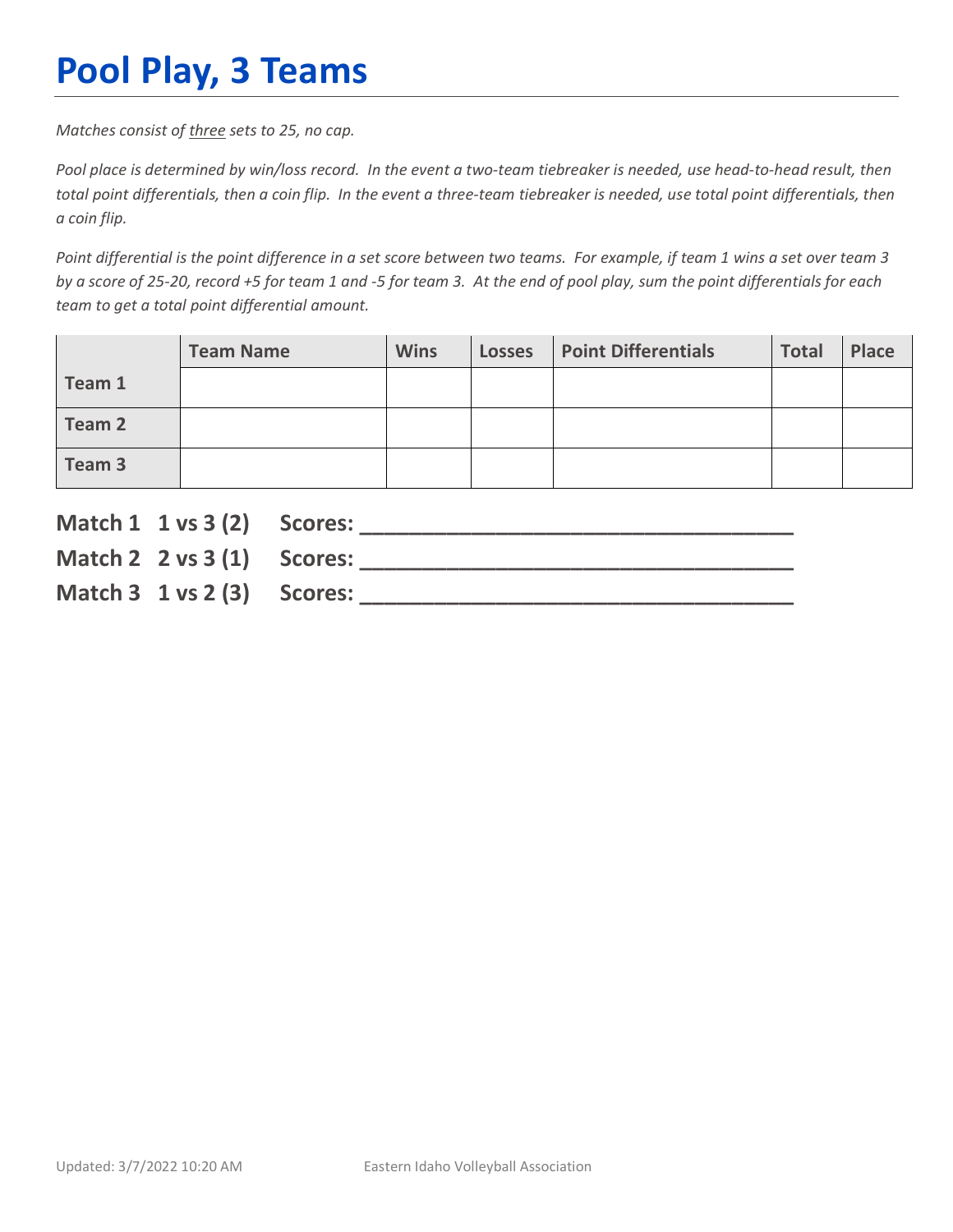# Pool Play, 3 Teams

*Matches consist of three sets to 25, no cap.*

*Pool place is determined by win/loss record. In the event a two-team tiebreaker is needed, use head-to-head result, then total point differentials, then a coin flip. In the event a three-team tiebreaker is needed, use total point differentials, then a coin flip.*

*Point differential is the point difference in a set score between two teams. For example, if team 1 wins a set over team 3 by a score of 25-20, record +5 for team 1 and -5 for team 3. At the end of pool play, sum the point differentials for each team to get a total point differential amount.*

| | Team Name | Wins | Losses | Point Differentials | Total | Place |
|---|---|---|---|---|---|---|
| **Team 1** | | | | | | |
| **Team 2** | | | | | | |
| **Team 3** | | | | | | |

**Match 1 1 vs 3 (2) Scores: ________________________________**

**Match 2 2 vs 3 (1) Scores: ________________________________**

**Match 3 1 vs 2 (3) Scores: ________________________________**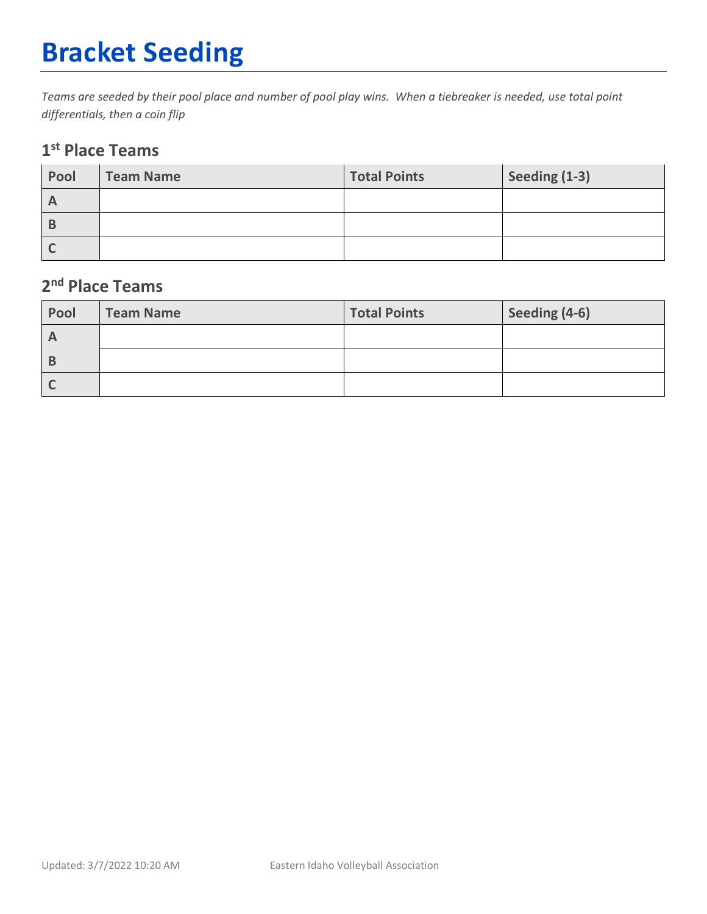# Bracket Seeding

*Teams are seeded by their pool place and number of pool play wins. When a tiebreaker is needed, use total point differentials, then a coin flip*

## 1st Place Teams

| Pool | Team Name | Total Points | Seeding (1-3) |
|---|---|---|---|
| A | | | |
| B | | | |
| C | | | |

## 2nd Place Teams

| Pool | Team Name | Total Points | Seeding (4-6) |
|---|---|---|---|
| A | | | |
| B | | | |
| C | | | |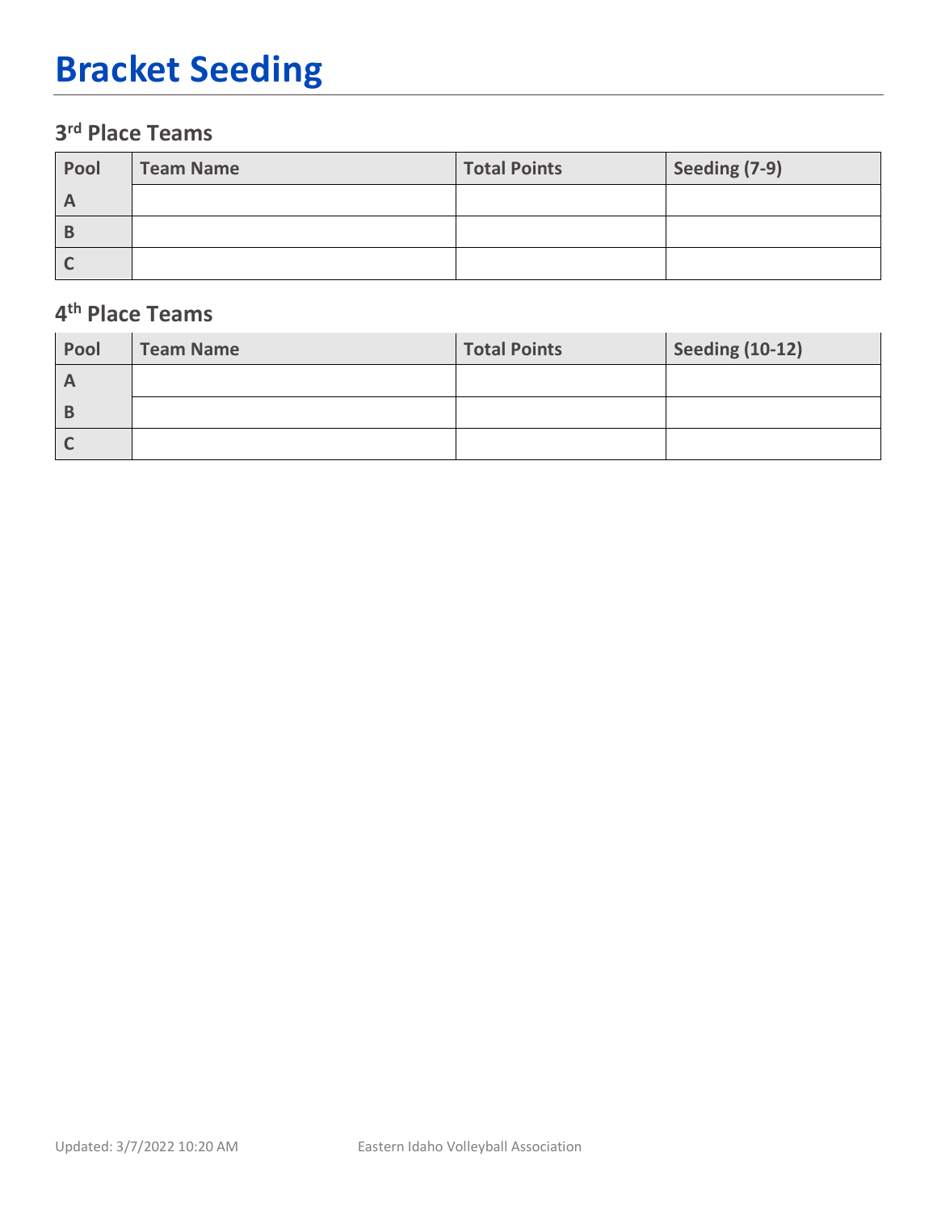# Bracket Seeding

## 3rd Place Teams

| Pool | Team Name | Total Points | Seeding (7-9) |
|---|---|---|---|
| A | | | |
| B | | | |
| C | | | |

## 4th Place Teams

| Pool | Team Name | Total Points | Seeding (10-12) |
|---|---|---|---|
| A | | | |
| B | | | |
| C | | | |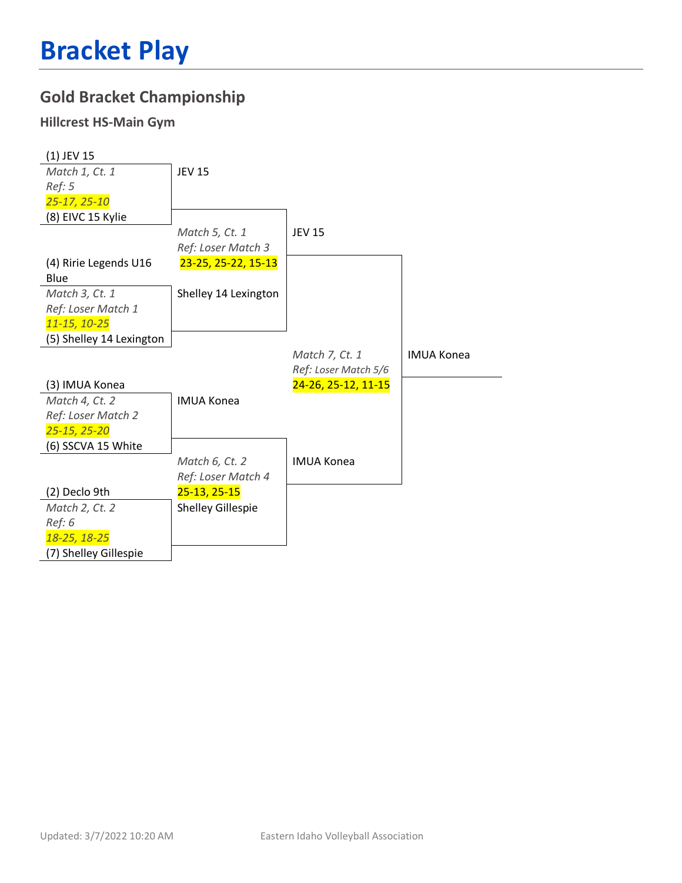# Bracket Play

## Gold Bracket Championship

### Hillcrest HS-Main Gym

(1) JEV 15
*Match 1, Ct. 1*
*Ref: 5*
*25-17, 25-10*
(8) EIVC 15 Kylie

JEV 15

*Match 5, Ct. 1*
*Ref: Loser Match 3*
23-25, 25-22, 15-13

JEV 15

(4) Ririe Legends U16 Blue
*Match 3, Ct. 1*
*Ref: Loser Match 1*
*11-15, 10-25*
(5) Shelley 14 Lexington

Shelley 14 Lexington

*Match 7, Ct. 1*
*Ref: Loser Match 5/6*
24-26, 25-12, 11-15

IMUA Konea

(3) IMUA Konea
*Match 4, Ct. 2*
*Ref: Loser Match 2*
*25-15, 25-20*
(6) SSCVA 15 White

IMUA Konea

*Match 6, Ct. 2*
*Ref: Loser Match 4*
25-13, 25-15

IMUA Konea

(2) Declo 9th
*Match 2, Ct. 2*
*Ref: 6*
*18-25, 18-25*
(7) Shelley Gillespie

Shelley Gillespie

Updated: 3/7/2022 10:20 AM    Eastern Idaho Volleyball Association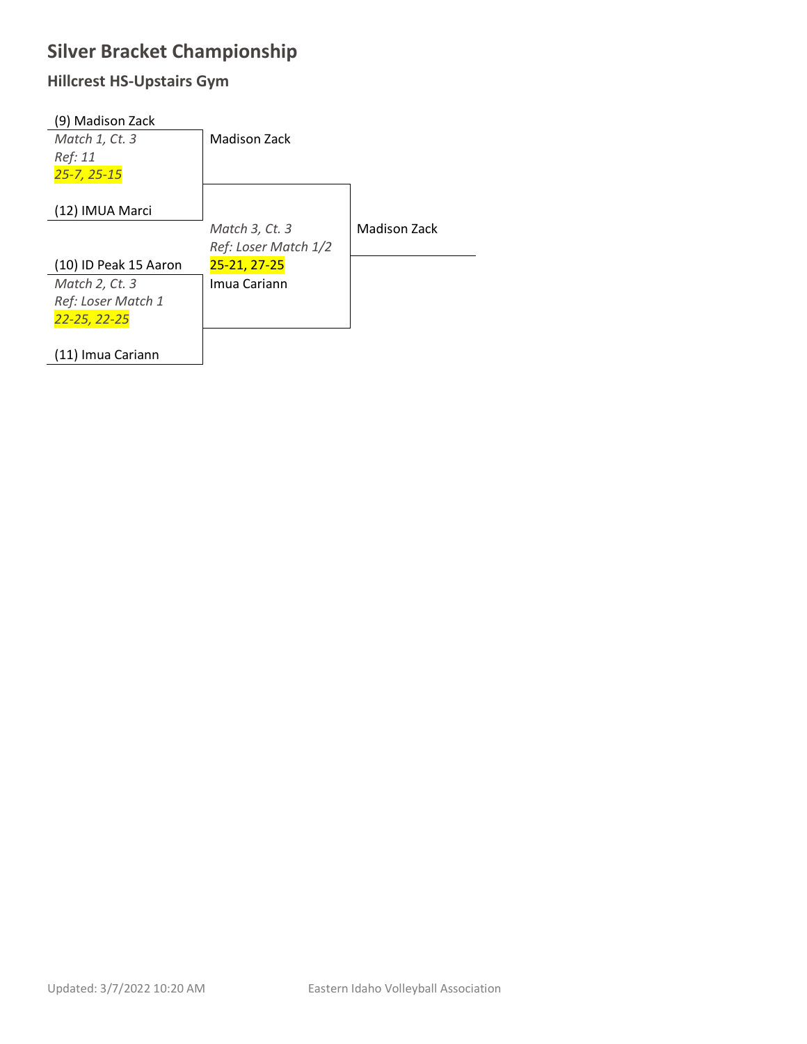# Silver Bracket Championship

## Hillcrest HS-Upstairs Gym

(9) Madison Zack

*Match 1, Ct. 3*
*Ref: 11*
*25-7, 25-15*

(12) IMUA Marci

Madison Zack

*Match 3, Ct. 3*
*Ref: Loser Match 1/2*
25-21, 27-25

Imua Cariann

Madison Zack

(10) ID Peak 15 Aaron

*Match 2, Ct. 3*
*Ref: Loser Match 1*
*22-25, 22-25*

(11) Imua Cariann

Updated: 3/7/2022 10:20 AM

Eastern Idaho Volleyball Association